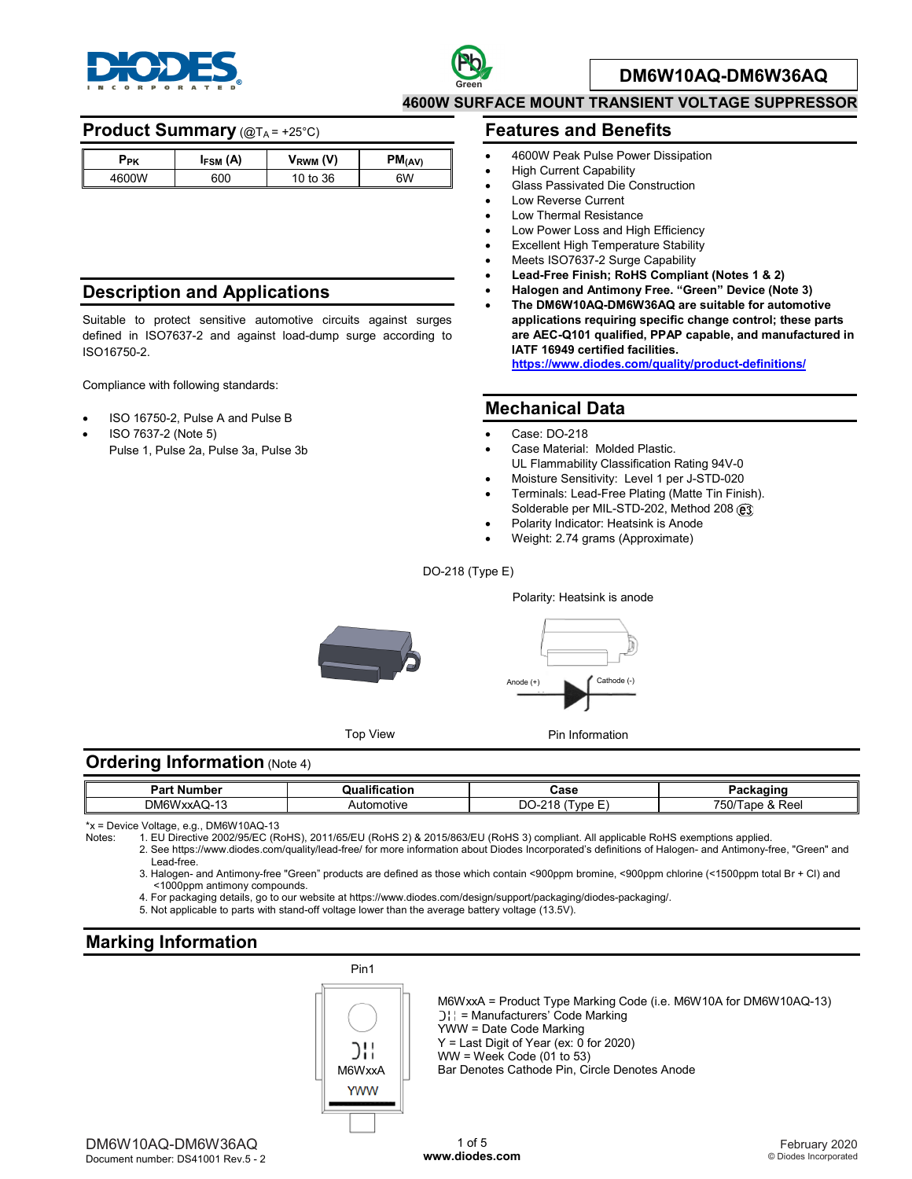# DM6W10AQ-DM6W36AQ

**4600W SURFACE MOUNT TRANSIENT VOLTAGE SUPPRESSOR**

## Product Summary (@$T_A$ = +25°C)

| $P_{PK}$ | $I_{FSM}$ (A) | $V_{RWM}$ (V) | $PM_{(AV)}$ |
|---|---|---|---|
| 4600W | 600 | 10 to 36 | 6W |

## Description and Applications

Suitable to protect sensitive automotive circuits against surges defined in ISO7637-2 and against load-dump surge according to ISO16750-2.

Compliance with following standards:

- ISO 16750-2, Pulse A and Pulse B
- ISO 7637-2 (Note 5)
  Pulse 1, Pulse 2a, Pulse 3a, Pulse 3b

## Features and Benefits

- 4600W Peak Pulse Power Dissipation
- High Current Capability
- Glass Passivated Die Construction
- Low Reverse Current
- Low Thermal Resistance
- Low Power Loss and High Efficiency
- Excellent High Temperature Stability
- Meets ISO7637-2 Surge Capability
- **Lead-Free Finish; RoHS Compliant (Notes 1 & 2)**
- **Halogen and Antimony Free. "Green" Device (Note 3)**
- **The DM6W10AQ-DM6W36AQ are suitable for automotive applications requiring specific change control; these parts are AEC-Q101 qualified, PPAP capable, and manufactured in IATF 16949 certified facilities.**
  **https://www.diodes.com/quality/product-definitions/**

## Mechanical Data

- Case: DO-218
- Case Material: Molded Plastic.
  UL Flammability Classification Rating 94V-0
- Moisture Sensitivity: Level 1 per J-STD-020
- Terminals: Lead-Free Plating (Matte Tin Finish).
  Solderable per MIL-STD-202, Method 208 (e3)
- Polarity Indicator: Heatsink is Anode
- Weight: 2.74 grams (Approximate)

DO-218 (Type E)

Polarity: Heatsink is anode

Anode (+) Cathode (-)

Top View

Pin Information

## Ordering Information (Note 4)

| Part Number | Qualification | Case | Packaging |
|---|---|---|---|
| DM6WxxAQ-13 | Automotive | DO-218 (Type E) | 750/Tape & Reel |

*x = Device Voltage, e.g., DM6W10AQ-13

Notes:
1. EU Directive 2002/95/EC (RoHS), 2011/65/EU (RoHS 2) & 2015/863/EU (RoHS 3) compliant. All applicable RoHS exemptions applied.
2. See https://www.diodes.com/quality/lead-free/ for more information about Diodes Incorporated's definitions of Halogen- and Antimony-free, "Green" and Lead-free.
3. Halogen- and Antimony-free "Green" products are defined as those which contain <900ppm bromine, <900ppm chlorine (<1500ppm total Br + Cl) and <1000ppm antimony compounds.
4. For packaging details, go to our website at https://www.diodes.com/design/support/packaging/diodes-packaging/.
5. Not applicable to parts with stand-off voltage lower than the average battery voltage (13.5V).

## Marking Information

Pin1

M6WxxA

YWW

M6WxxA = Product Type Marking Code (i.e. M6W10A for DM6W10AQ-13)
= Manufacturers' Code Marking
YWW = Date Code Marking
Y = Last Digit of Year (ex: 0 for 2020)
WW = Week Code (01 to 53)
Bar Denotes Cathode Pin, Circle Denotes Anode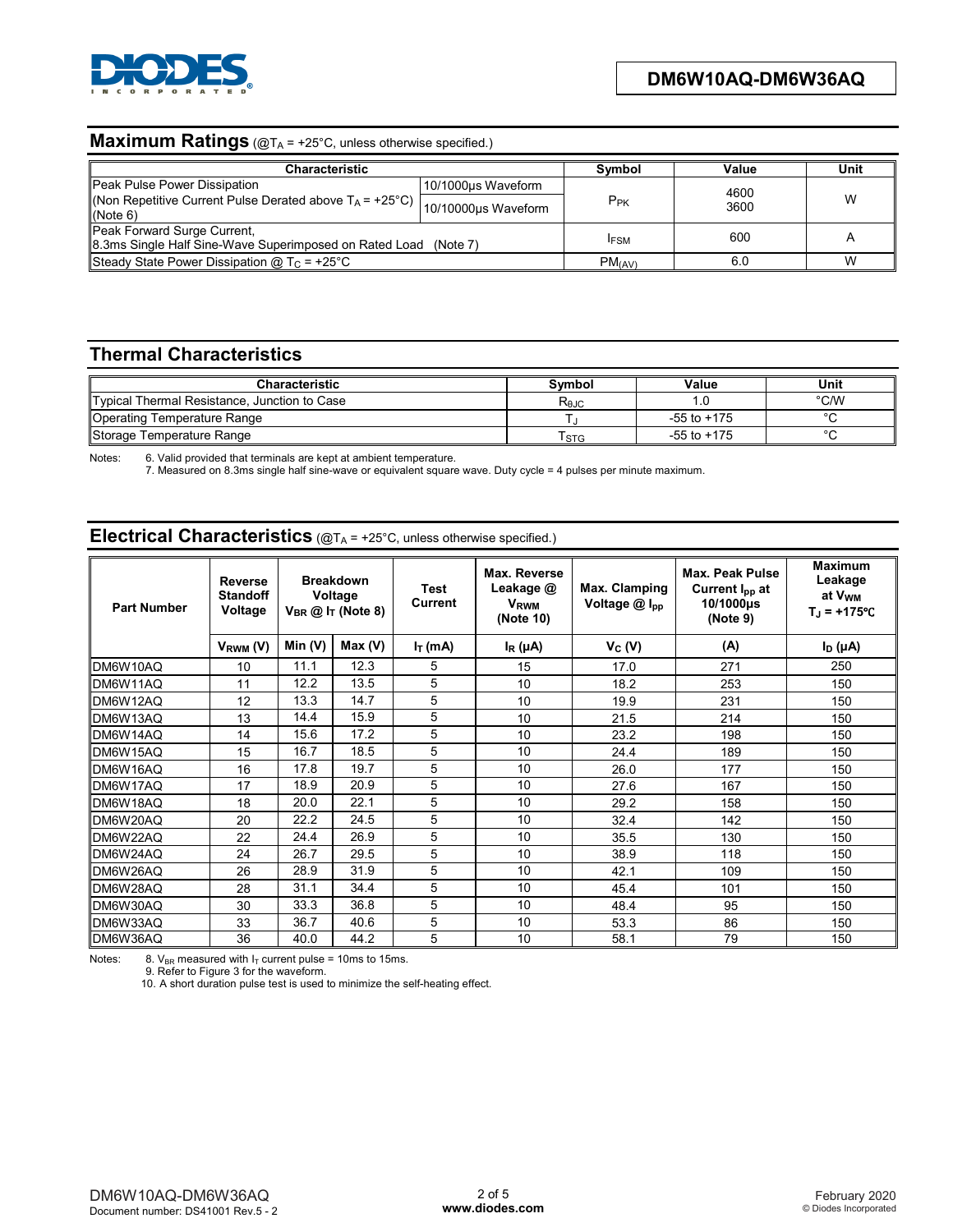## Maximum Ratings (@$T_A$ = +25°C, unless otherwise specified.)

| Characteristic | | Symbol | Value | Unit |
|---|---|---|---|---|
| Peak Pulse Power Dissipation (Non Repetitive Current Pulse Derated above $T_A$ = +25°C) (Note 6) | 10/1000µs Waveform | $P_{PK}$ | 4600 | W |
| | 10/10000µs Waveform | | 3600 | |
| Peak Forward Surge Current, 8.3ms Single Half Sine-Wave Superimposed on Rated Load (Note 7) | | $I_{FSM}$ | 600 | A |
| Steady State Power Dissipation @ $T_C$ = +25°C | | $PM_{(AV)}$ | 6.0 | W |

## Thermal Characteristics

| Characteristic | Symbol | Value | Unit |
|---|---|---|---|
| Typical Thermal Resistance, Junction to Case | $R_{θJC}$ | 1.0 | °C/W |
| Operating Temperature Range | $T_J$ | -55 to +175 | °C |
| Storage Temperature Range | $T_{STG}$ | -55 to +175 | °C |

Notes: 6. Valid provided that terminals are kept at ambient temperature.
7. Measured on 8.3ms single half sine-wave or equivalent square wave. Duty cycle = 4 pulses per minute maximum.

## Electrical Characteristics (@$T_A$ = +25°C, unless otherwise specified.)

| Part Number | Reverse Standoff Voltage | Breakdown Voltage $V_{BR}$ @ $I_T$ (Note 8) | | Test Current | Max. Reverse Leakage @ $V_{RWM}$ (Note 10) | Max. Clamping Voltage @ $I_{pp}$ | Max. Peak Pulse Current $I_{pp}$ at 10/1000µs (Note 9) | Maximum Leakage at $V_{WM}$ $T_J$ = +175°C |
|---|---|---|---|---|---|---|---|---|
| | $V_{RWM}$ (V) | Min (V) | Max (V) | $I_T$ (mA) | $I_R$ (µA) | $V_C$ (V) | (A) | $I_D$ (µA) |
| DM6W10AQ | 10 | 11.1 | 12.3 | 5 | 15 | 17.0 | 271 | 250 |
| DM6W11AQ | 11 | 12.2 | 13.5 | 5 | 10 | 18.2 | 253 | 150 |
| DM6W12AQ | 12 | 13.3 | 14.7 | 5 | 10 | 19.9 | 231 | 150 |
| DM6W13AQ | 13 | 14.4 | 15.9 | 5 | 10 | 21.5 | 214 | 150 |
| DM6W14AQ | 14 | 15.6 | 17.2 | 5 | 10 | 23.2 | 198 | 150 |
| DM6W15AQ | 15 | 16.7 | 18.5 | 5 | 10 | 24.4 | 189 | 150 |
| DM6W16AQ | 16 | 17.8 | 19.7 | 5 | 10 | 26.0 | 177 | 150 |
| DM6W17AQ | 17 | 18.9 | 20.9 | 5 | 10 | 27.6 | 167 | 150 |
| DM6W18AQ | 18 | 20.0 | 22.1 | 5 | 10 | 29.2 | 158 | 150 |
| DM6W20AQ | 20 | 22.2 | 24.5 | 5 | 10 | 32.4 | 142 | 150 |
| DM6W22AQ | 22 | 24.4 | 26.9 | 5 | 10 | 35.5 | 130 | 150 |
| DM6W24AQ | 24 | 26.7 | 29.5 | 5 | 10 | 38.9 | 118 | 150 |
| DM6W26AQ | 26 | 28.9 | 31.9 | 5 | 10 | 42.1 | 109 | 150 |
| DM6W28AQ | 28 | 31.1 | 34.4 | 5 | 10 | 45.4 | 101 | 150 |
| DM6W30AQ | 30 | 33.3 | 36.8 | 5 | 10 | 48.4 | 95 | 150 |
| DM6W33AQ | 33 | 36.7 | 40.6 | 5 | 10 | 53.3 | 86 | 150 |
| DM6W36AQ | 36 | 40.0 | 44.2 | 5 | 10 | 58.1 | 79 | 150 |

Notes: 8. $V_{BR}$ measured with $I_T$ current pulse = 10ms to 15ms.
9. Refer to Figure 3 for the waveform.
10. A short duration pulse test is used to minimize the self-heating effect.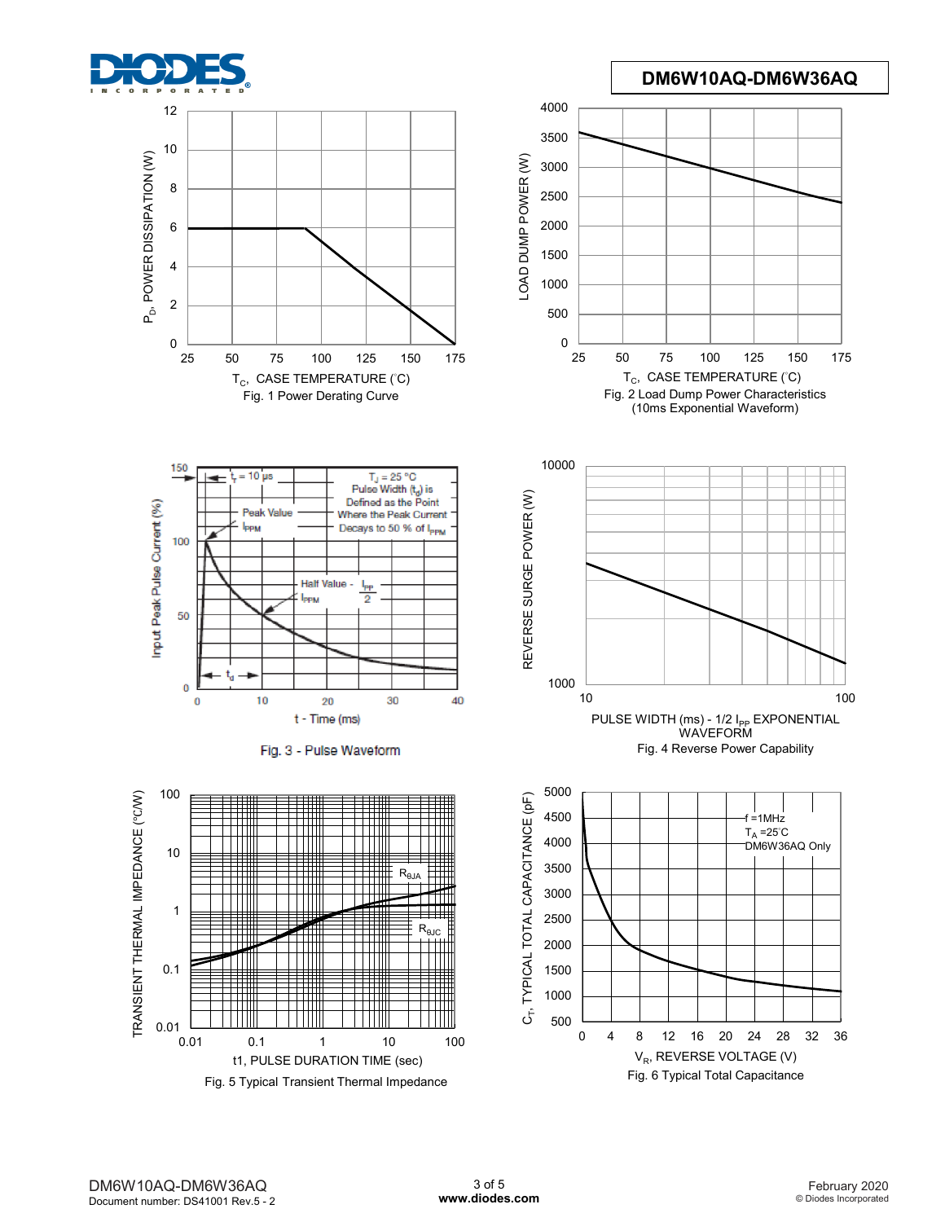Fig. 1 Power Derating Curve

Fig. 2 Load Dump Power Characteristics (10ms Exponential Waveform)

Fig. 3 - Pulse Waveform

Fig. 4 Reverse Power Capability

Fig. 5 Typical Transient Thermal Impedance

Fig. 6 Typical Total Capacitance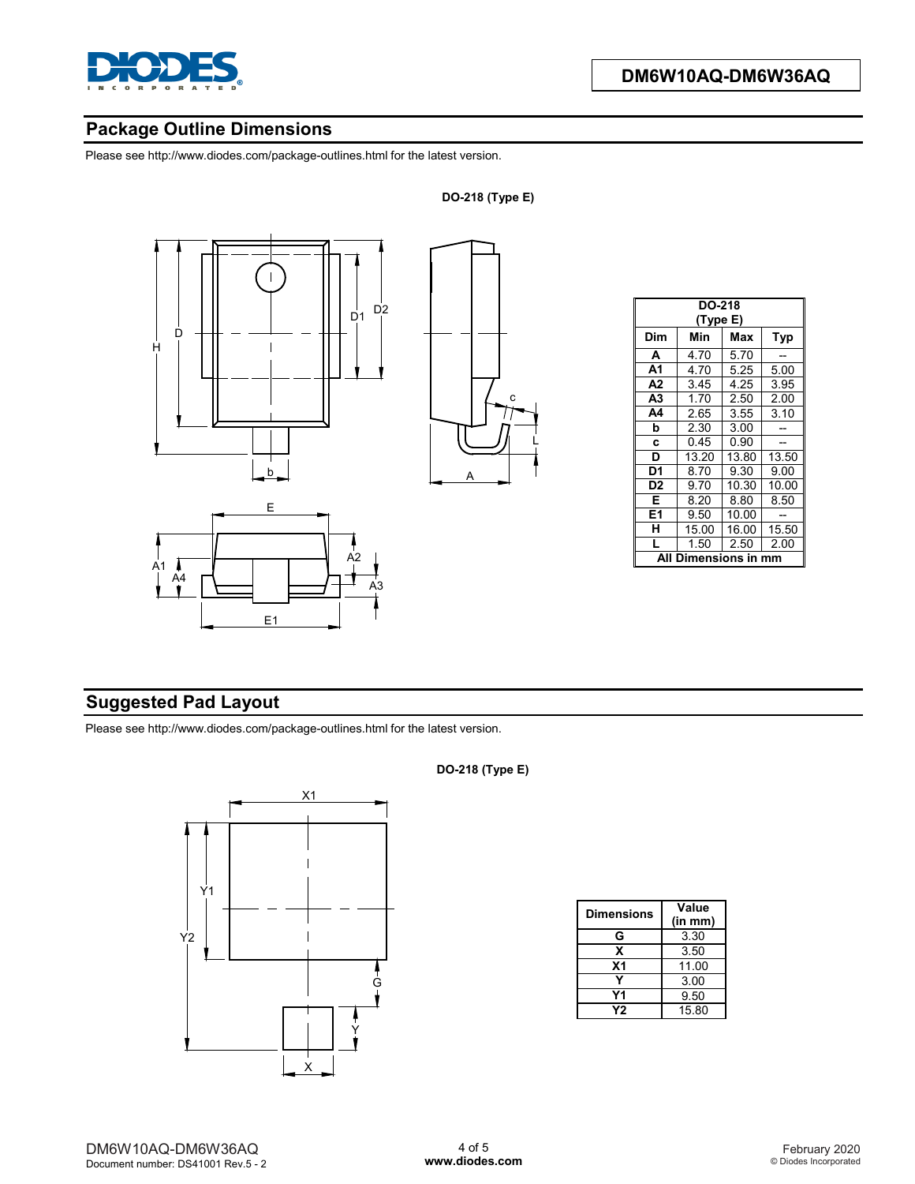## Package Outline Dimensions

Please see http://www.diodes.com/package-outlines.html for the latest version.

**DO-218 (Type E)**

| DO-218 (Type E) | | | |
|---|---|---|---|
| **Dim** | **Min** | **Max** | **Typ** |
| **A** | 4.70 | 5.70 | -- |
| **A1** | 4.70 | 5.25 | 5.00 |
| **A2** | 3.45 | 4.25 | 3.95 |
| **A3** | 1.70 | 2.50 | 2.00 |
| **A4** | 2.65 | 3.55 | 3.10 |
| **b** | 2.30 | 3.00 | -- |
| **c** | 0.45 | 0.90 | -- |
| **D** | 13.20 | 13.80 | 13.50 |
| **D1** | 8.70 | 9.30 | 9.00 |
| **D2** | 9.70 | 10.30 | 10.00 |
| **E** | 8.20 | 8.80 | 8.50 |
| **E1** | 9.50 | 10.00 | -- |
| **H** | 15.00 | 16.00 | 15.50 |
| **L** | 1.50 | 2.50 | 2.00 |
| **All Dimensions in mm** | | | |

## Suggested Pad Layout

Please see http://www.diodes.com/package-outlines.html for the latest version.

**DO-218 (Type E)**

| Dimensions | Value (in mm) |
|---|---|
| **G** | 3.30 |
| **X** | 3.50 |
| **X1** | 11.00 |
| **Y** | 3.00 |
| **Y1** | 9.50 |
| **Y2** | 15.80 |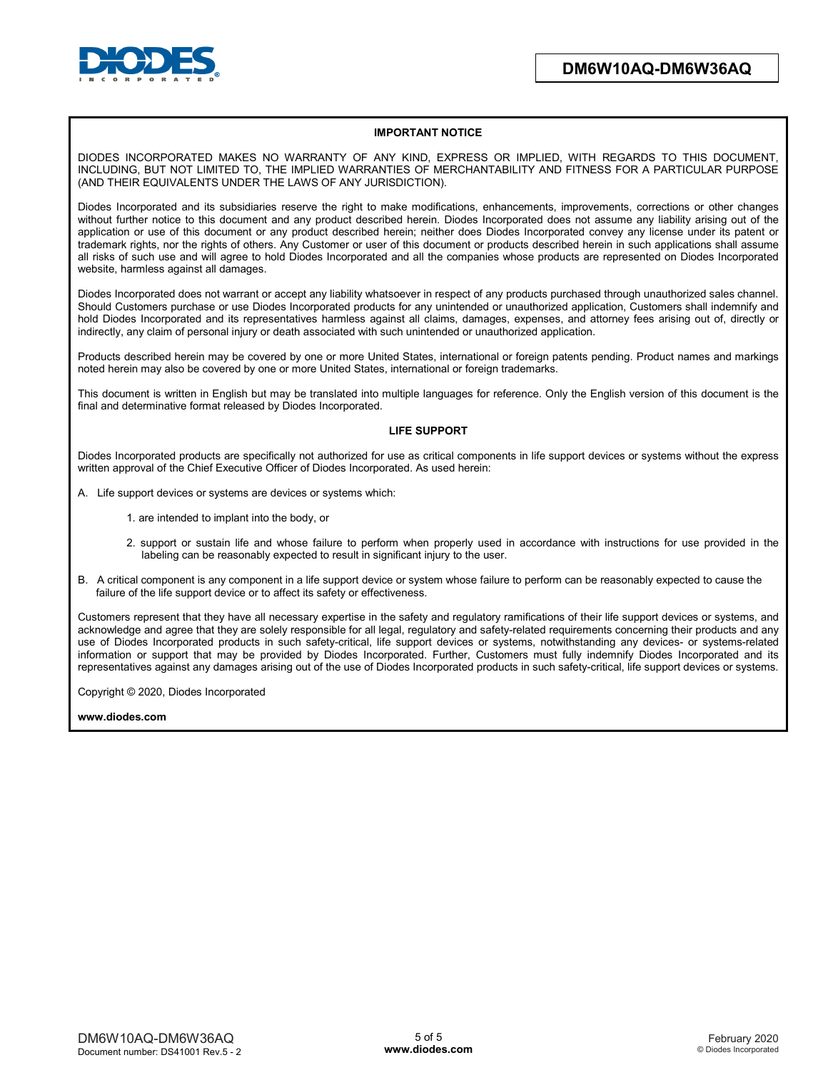## IMPORTANT NOTICE

DIODES INCORPORATED MAKES NO WARRANTY OF ANY KIND, EXPRESS OR IMPLIED, WITH REGARDS TO THIS DOCUMENT, INCLUDING, BUT NOT LIMITED TO, THE IMPLIED WARRANTIES OF MERCHANTABILITY AND FITNESS FOR A PARTICULAR PURPOSE (AND THEIR EQUIVALENTS UNDER THE LAWS OF ANY JURISDICTION).

Diodes Incorporated and its subsidiaries reserve the right to make modifications, enhancements, improvements, corrections or other changes without further notice to this document and any product described herein. Diodes Incorporated does not assume any liability arising out of the application or use of this document or any product described herein; neither does Diodes Incorporated convey any license under its patent or trademark rights, nor the rights of others. Any Customer or user of this document or products described herein in such applications shall assume all risks of such use and will agree to hold Diodes Incorporated and all the companies whose products are represented on Diodes Incorporated website, harmless against all damages.

Diodes Incorporated does not warrant or accept any liability whatsoever in respect of any products purchased through unauthorized sales channel. Should Customers purchase or use Diodes Incorporated products for any unintended or unauthorized application, Customers shall indemnify and hold Diodes Incorporated and its representatives harmless against all claims, damages, expenses, and attorney fees arising out of, directly or indirectly, any claim of personal injury or death associated with such unintended or unauthorized application.

Products described herein may be covered by one or more United States, international or foreign patents pending. Product names and markings noted herein may also be covered by one or more United States, international or foreign trademarks.

This document is written in English but may be translated into multiple languages for reference. Only the English version of this document is the final and determinative format released by Diodes Incorporated.

## LIFE SUPPORT

Diodes Incorporated products are specifically not authorized for use as critical components in life support devices or systems without the express written approval of the Chief Executive Officer of Diodes Incorporated. As used herein:

A. Life support devices or systems are devices or systems which:

1. are intended to implant into the body, or
2. support or sustain life and whose failure to perform when properly used in accordance with instructions for use provided in the labeling can be reasonably expected to result in significant injury to the user.

B. A critical component is any component in a life support device or system whose failure to perform can be reasonably expected to cause the failure of the life support device or to affect its safety or effectiveness.

Customers represent that they have all necessary expertise in the safety and regulatory ramifications of their life support devices or systems, and acknowledge and agree that they are solely responsible for all legal, regulatory and safety-related requirements concerning their products and any use of Diodes Incorporated products in such safety-critical, life support devices or systems, notwithstanding any devices- or systems-related information or support that may be provided by Diodes Incorporated. Further, Customers must fully indemnify Diodes Incorporated and its representatives against any damages arising out of the use of Diodes Incorporated products in such safety-critical, life support devices or systems.

Copyright © 2020, Diodes Incorporated

**www.diodes.com**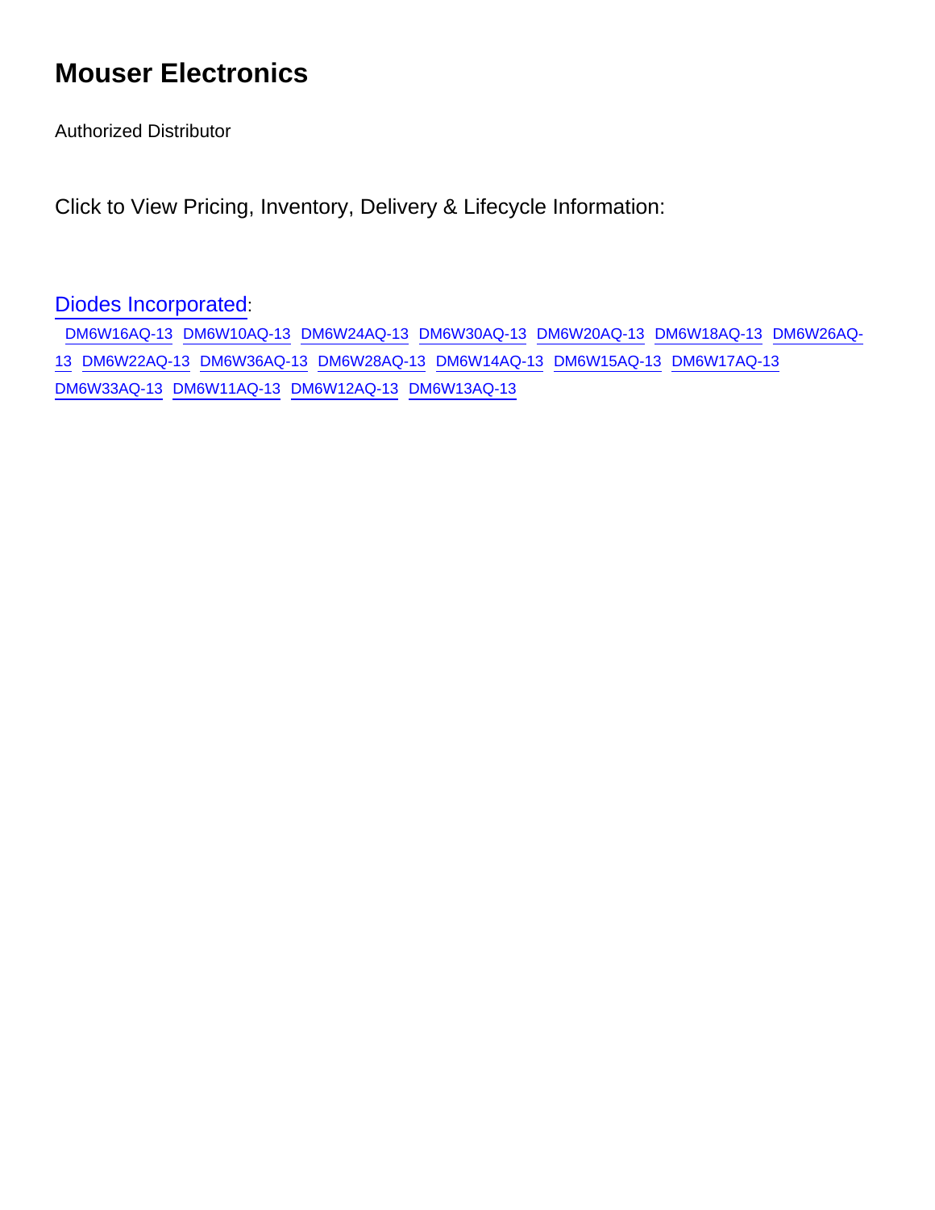# Mouser Electronics

Authorized Distributor

Click to View Pricing, Inventory, Delivery & Lifecycle Information:

Diodes Incorporated:

DM6W16AQ-13 DM6W10AQ-13 DM6W24AQ-13 DM6W30AQ-13 DM6W20AQ-13 DM6W18AQ-13 DM6W26AQ-13 DM6W22AQ-13 DM6W36AQ-13 DM6W28AQ-13 DM6W14AQ-13 DM6W15AQ-13 DM6W17AQ-13 DM6W33AQ-13 DM6W11AQ-13 DM6W12AQ-13 DM6W13AQ-13